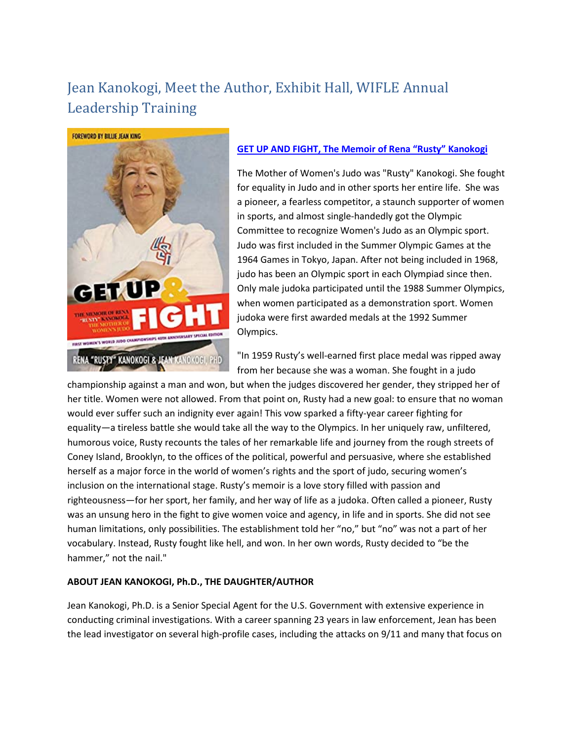# Jean Kanokogi, Meet the Author, Exhibit Hall, WIFLE Annual Leadership Training

**GET UP AND FIGHT, The Memoir of Rena "Rusty" Kanokogi**

The Mother of Women's Judo was "Rusty" Kanokogi. She fought for equality in Judo and in other sports her entire life. She was a pioneer, a fearless competitor, a staunch supporter of women in sports, and almost single-handedly got the Olympic Committee to recognize Women's Judo as an Olympic sport. Judo was first included in the Summer Olympic Games at the 1964 Games in Tokyo, Japan. After not being included in 1968, judo has been an Olympic sport in each Olympiad since then. Only male judoka participated until the 1988 Summer Olympics, when women participated as a demonstration sport. Women judoka were first awarded medals at the 1992 Summer Olympics.

"In 1959 Rusty's well-earned first place medal was ripped away from her because she was a woman. She fought in a judo championship against a man and won, but when the judges discovered her gender, they stripped her of her title. Women were not allowed. From that point on, Rusty had a new goal: to ensure that no woman would ever suffer such an indignity ever again! This vow sparked a fifty-year career fighting for equality—a tireless battle she would take all the way to the Olympics. In her uniquely raw, unfiltered, humorous voice, Rusty recounts the tales of her remarkable life and journey from the rough streets of Coney Island, Brooklyn, to the offices of the political, powerful and persuasive, where she established herself as a major force in the world of women's rights and the sport of judo, securing women's inclusion on the international stage. Rusty's memoir is a love story filled with passion and righteousness—for her sport, her family, and her way of life as a judoka. Often called a pioneer, Rusty was an unsung hero in the fight to give women voice and agency, in life and in sports. She did not see human limitations, only possibilities. The establishment told her "no," but "no" was not a part of her vocabulary. Instead, Rusty fought like hell, and won. In her own words, Rusty decided to "be the hammer," not the nail."

**ABOUT JEAN KANOKOGI, Ph.D., THE DAUGHTER/AUTHOR**

Jean Kanokogi, Ph.D. is a Senior Special Agent for the U.S. Government with extensive experience in conducting criminal investigations. With a career spanning 23 years in law enforcement, Jean has been the lead investigator on several high-profile cases, including the attacks on 9/11 and many that focus on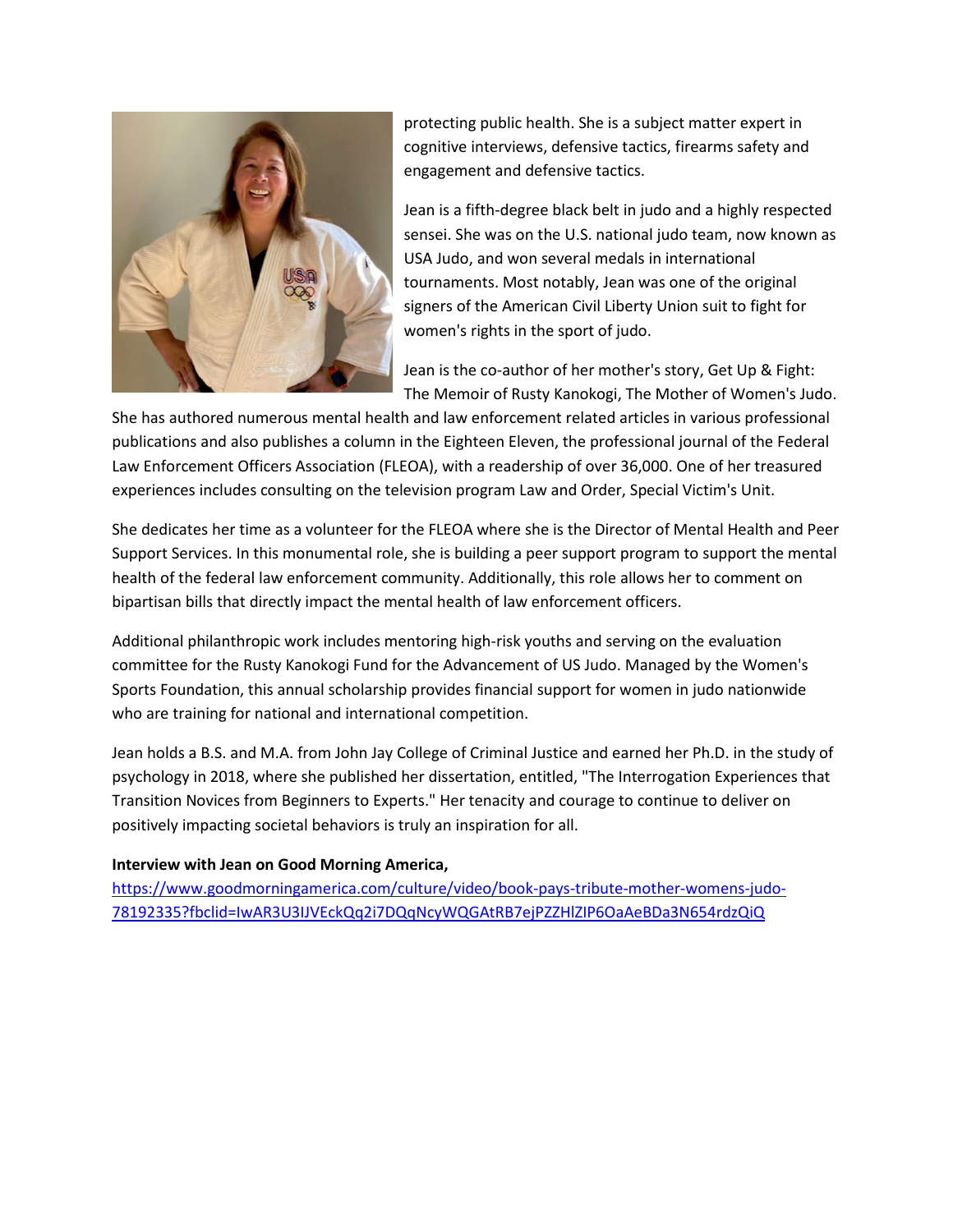protecting public health. She is a subject matter expert in cognitive interviews, defensive tactics, firearms safety and engagement and defensive tactics.

Jean is a fifth-degree black belt in judo and a highly respected sensei. She was on the U.S. national judo team, now known as USA Judo, and won several medals in international tournaments. Most notably, Jean was one of the original signers of the American Civil Liberty Union suit to fight for women's rights in the sport of judo.

Jean is the co-author of her mother's story, Get Up & Fight: The Memoir of Rusty Kanokogi, The Mother of Women's Judo. She has authored numerous mental health and law enforcement related articles in various professional publications and also publishes a column in the Eighteen Eleven, the professional journal of the Federal Law Enforcement Officers Association (FLEOA), with a readership of over 36,000. One of her treasured experiences includes consulting on the television program Law and Order, Special Victim's Unit.

She dedicates her time as a volunteer for the FLEOA where she is the Director of Mental Health and Peer Support Services. In this monumental role, she is building a peer support program to support the mental health of the federal law enforcement community. Additionally, this role allows her to comment on bipartisan bills that directly impact the mental health of law enforcement officers.

Additional philanthropic work includes mentoring high-risk youths and serving on the evaluation committee for the Rusty Kanokogi Fund for the Advancement of US Judo. Managed by the Women's Sports Foundation, this annual scholarship provides financial support for women in judo nationwide who are training for national and international competition.

Jean holds a B.S. and M.A. from John Jay College of Criminal Justice and earned her Ph.D. in the study of psychology in 2018, where she published her dissertation, entitled, "The Interrogation Experiences that Transition Novices from Beginners to Experts." Her tenacity and courage to continue to deliver on positively impacting societal behaviors is truly an inspiration for all.

**Interview with Jean on Good Morning America,**
[https://www.goodmorningamerica.com/culture/video/book-pays-tribute-mother-womens-judo-78192335?fbclid=IwAR3U3IJVEckQq2i7DQqNcyWQGAtRB7ejPZZHlZIP6OaAeBDa3N654rdzQiQ](https://www.goodmorningamerica.com/culture/video/book-pays-tribute-mother-womens-judo-78192335?fbclid=IwAR3U3IJVEckQq2i7DQqNcyWQGAtRB7ejPZZHlZIP6OaAeBDa3N654rdzQiQ)